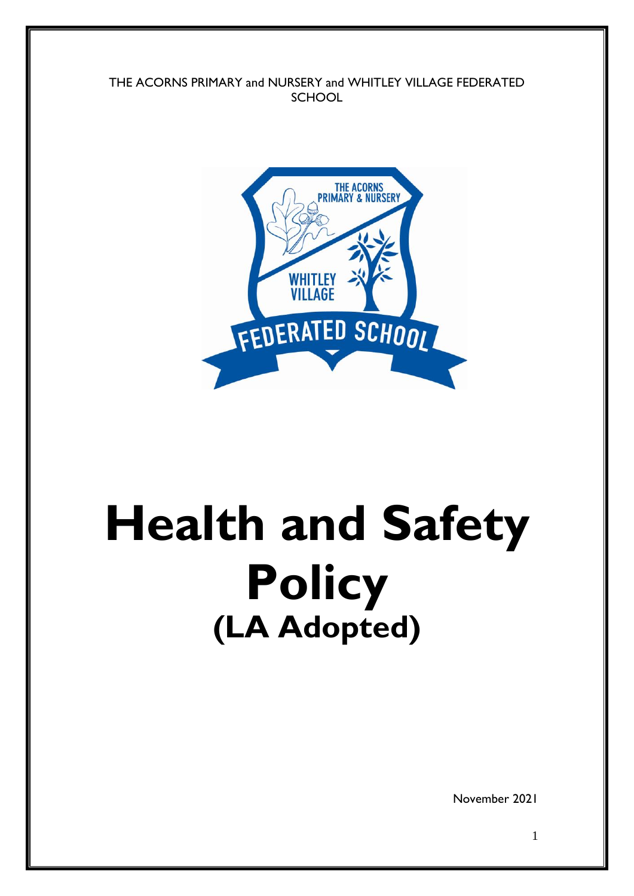THE ACORNS PRIMARY and NURSERY and WHITLEY VILLAGE FEDERATED SCHOOL

# Health and Safety Policy

## (LA Adopted)

November 2021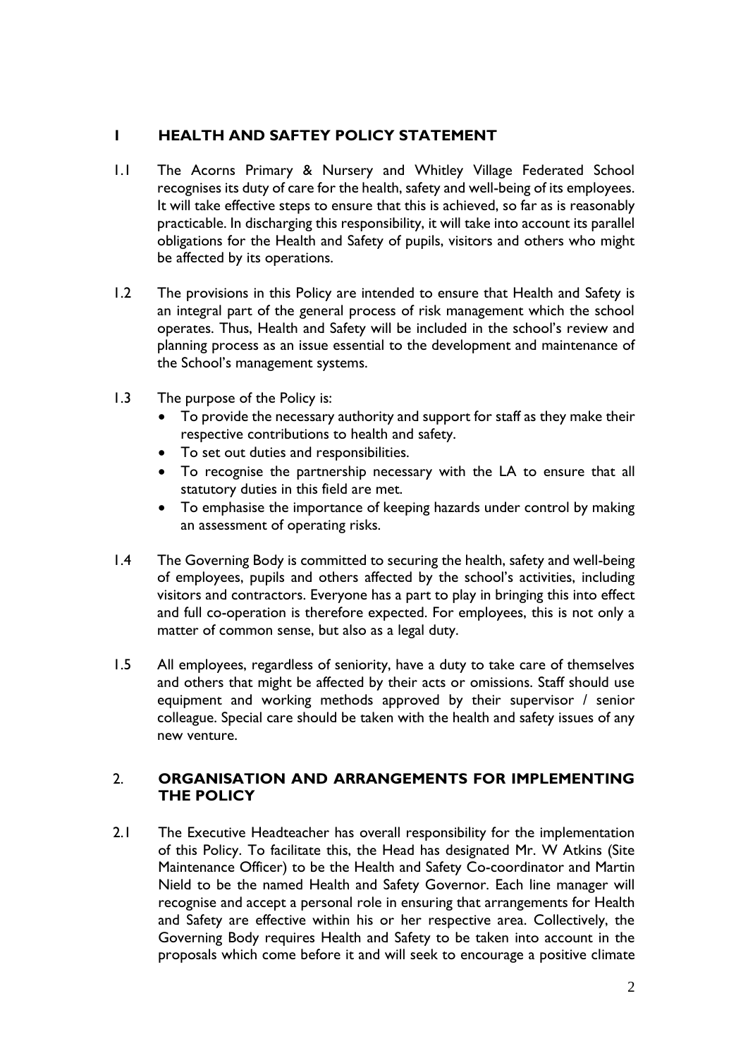## 1 HEALTH AND SAFTEY POLICY STATEMENT

1.1 The Acorns Primary & Nursery and Whitley Village Federated School recognises its duty of care for the health, safety and well-being of its employees. It will take effective steps to ensure that this is achieved, so far as is reasonably practicable. In discharging this responsibility, it will take into account its parallel obligations for the Health and Safety of pupils, visitors and others who might be affected by its operations.

1.2 The provisions in this Policy are intended to ensure that Health and Safety is an integral part of the general process of risk management which the school operates. Thus, Health and Safety will be included in the school's review and planning process as an issue essential to the development and maintenance of the School's management systems.

1.3 The purpose of the Policy is:

- To provide the necessary authority and support for staff as they make their respective contributions to health and safety.
- To set out duties and responsibilities.
- To recognise the partnership necessary with the LA to ensure that all statutory duties in this field are met.
- To emphasise the importance of keeping hazards under control by making an assessment of operating risks.

1.4 The Governing Body is committed to securing the health, safety and well-being of employees, pupils and others affected by the school's activities, including visitors and contractors. Everyone has a part to play in bringing this into effect and full co-operation is therefore expected. For employees, this is not only a matter of common sense, but also as a legal duty.

1.5 All employees, regardless of seniority, have a duty to take care of themselves and others that might be affected by their acts or omissions. Staff should use equipment and working methods approved by their supervisor / senior colleague. Special care should be taken with the health and safety issues of any new venture.

## 2. ORGANISATION AND ARRANGEMENTS FOR IMPLEMENTING THE POLICY

2.1 The Executive Headteacher has overall responsibility for the implementation of this Policy. To facilitate this, the Head has designated Mr. W Atkins (Site Maintenance Officer) to be the Health and Safety Co-coordinator and Martin Nield to be the named Health and Safety Governor. Each line manager will recognise and accept a personal role in ensuring that arrangements for Health and Safety are effective within his or her respective area. Collectively, the Governing Body requires Health and Safety to be taken into account in the proposals which come before it and will seek to encourage a positive climate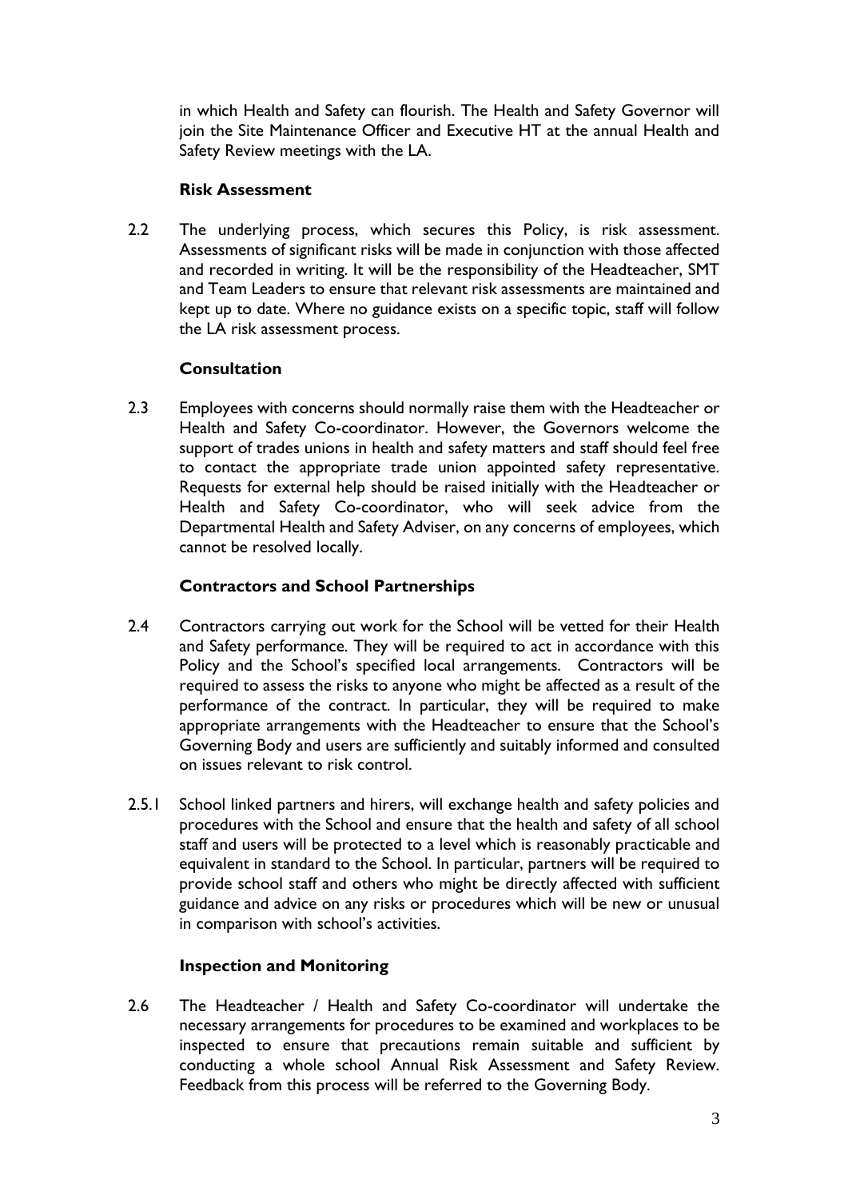in which Health and Safety can flourish. The Health and Safety Governor will join the Site Maintenance Officer and Executive HT at the annual Health and Safety Review meetings with the LA.

**Risk Assessment**

2.2 The underlying process, which secures this Policy, is risk assessment. Assessments of significant risks will be made in conjunction with those affected and recorded in writing. It will be the responsibility of the Headteacher, SMT and Team Leaders to ensure that relevant risk assessments are maintained and kept up to date. Where no guidance exists on a specific topic, staff will follow the LA risk assessment process.

**Consultation**

2.3 Employees with concerns should normally raise them with the Headteacher or Health and Safety Co-coordinator. However, the Governors welcome the support of trades unions in health and safety matters and staff should feel free to contact the appropriate trade union appointed safety representative. Requests for external help should be raised initially with the Headteacher or Health and Safety Co-coordinator, who will seek advice from the Departmental Health and Safety Adviser, on any concerns of employees, which cannot be resolved locally.

**Contractors and School Partnerships**

2.4 Contractors carrying out work for the School will be vetted for their Health and Safety performance. They will be required to act in accordance with this Policy and the School's specified local arrangements. Contractors will be required to assess the risks to anyone who might be affected as a result of the performance of the contract. In particular, they will be required to make appropriate arrangements with the Headteacher to ensure that the School's Governing Body and users are sufficiently and suitably informed and consulted on issues relevant to risk control.

2.5.1 School linked partners and hirers, will exchange health and safety policies and procedures with the School and ensure that the health and safety of all school staff and users will be protected to a level which is reasonably practicable and equivalent in standard to the School. In particular, partners will be required to provide school staff and others who might be directly affected with sufficient guidance and advice on any risks or procedures which will be new or unusual in comparison with school's activities.

**Inspection and Monitoring**

2.6 The Headteacher / Health and Safety Co-coordinator will undertake the necessary arrangements for procedures to be examined and workplaces to be inspected to ensure that precautions remain suitable and sufficient by conducting a whole school Annual Risk Assessment and Safety Review. Feedback from this process will be referred to the Governing Body.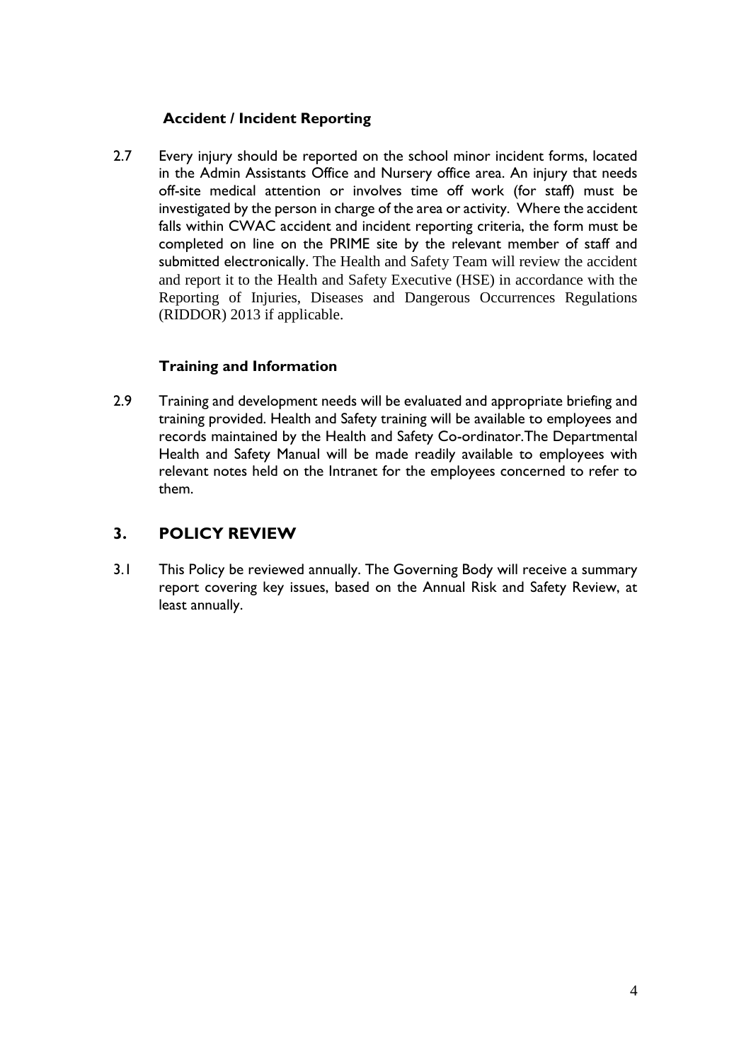### Accident / Incident Reporting

2.7 Every injury should be reported on the school minor incident forms, located in the Admin Assistants Office and Nursery office area. An injury that needs off-site medical attention or involves time off work (for staff) must be investigated by the person in charge of the area or activity. Where the accident falls within CWAC accident and incident reporting criteria, the form must be completed on line on the PRIME site by the relevant member of staff and submitted electronically. The Health and Safety Team will review the accident and report it to the Health and Safety Executive (HSE) in accordance with the Reporting of Injuries, Diseases and Dangerous Occurrences Regulations (RIDDOR) 2013 if applicable.

### Training and Information

2.9 Training and development needs will be evaluated and appropriate briefing and training provided. Health and Safety training will be available to employees and records maintained by the Health and Safety Co-ordinator.The Departmental Health and Safety Manual will be made readily available to employees with relevant notes held on the Intranet for the employees concerned to refer to them.

## 3. POLICY REVIEW

3.1 This Policy be reviewed annually. The Governing Body will receive a summary report covering key issues, based on the Annual Risk and Safety Review, at least annually.